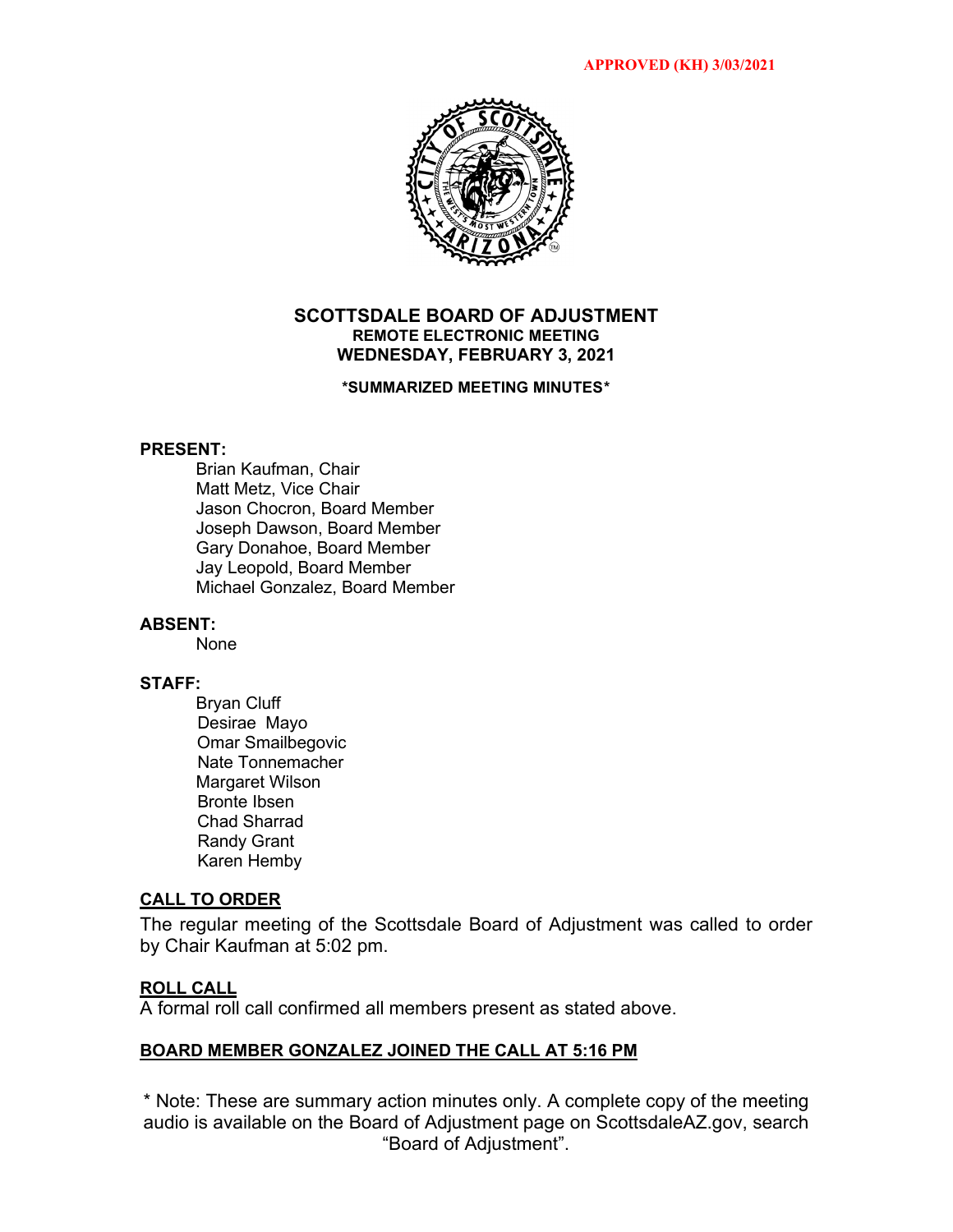APPROVED (KH) 3/03/2021

# SCOTTSDALE BOARD OF ADJUSTMENT
## REMOTE ELECTRONIC MEETING
## WEDNESDAY, FEBRUARY 3, 2021

**\*SUMMARIZED MEETING MINUTES\***

**PRESENT:**

Brian Kaufman, Chair
Matt Metz, Vice Chair
Jason Chocron, Board Member
Joseph Dawson, Board Member
Gary Donahoe, Board Member
Jay Leopold, Board Member
Michael Gonzalez, Board Member

**ABSENT:**

None

**STAFF:**

Bryan Cluff
Desirae Mayo
Omar Smailbegovic
Nate Tonnemacher
Margaret Wilson
Bronte Ibsen
Chad Sharrad
Randy Grant
Karen Hemby

**CALL TO ORDER**

The regular meeting of the Scottsdale Board of Adjustment was called to order by Chair Kaufman at 5:02 pm.

**ROLL CALL**

A formal roll call confirmed all members present as stated above.

**BOARD MEMBER GONZALEZ JOINED THE CALL AT 5:16 PM**

\* Note: These are summary action minutes only. A complete copy of the meeting audio is available on the Board of Adjustment page on ScottsdaleAZ.gov, search "Board of Adjustment".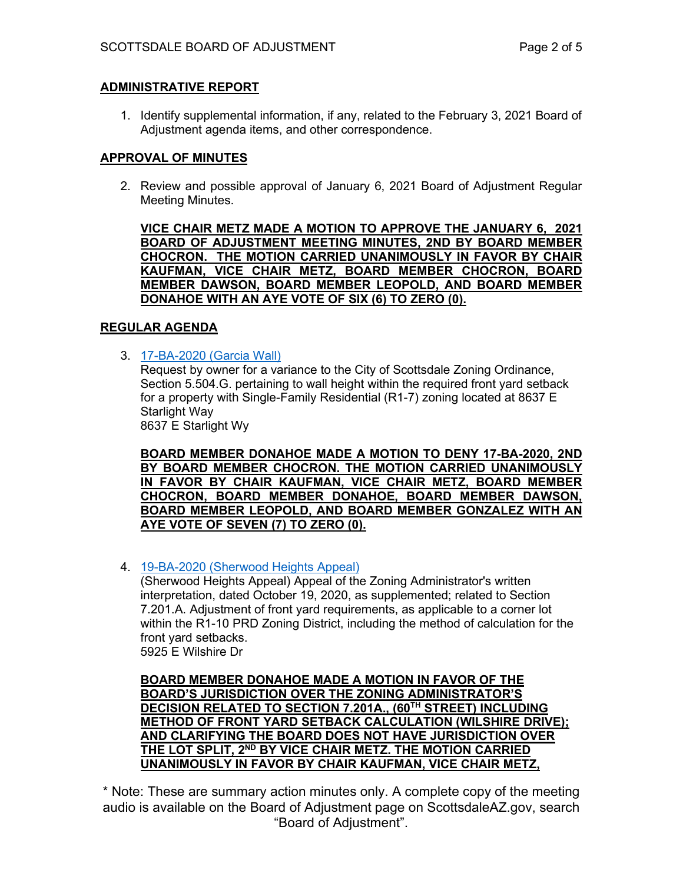## ADMINISTRATIVE REPORT

1. Identify supplemental information, if any, related to the February 3, 2021 Board of Adjustment agenda items, and other correspondence.

## APPROVAL OF MINUTES

2. Review and possible approval of January 6, 2021 Board of Adjustment Regular Meeting Minutes.

   **VICE CHAIR METZ MADE A MOTION TO APPROVE THE JANUARY 6, 2021 BOARD OF ADJUSTMENT MEETING MINUTES, 2ND BY BOARD MEMBER CHOCRON. THE MOTION CARRIED UNANIMOUSLY IN FAVOR BY CHAIR KAUFMAN, VICE CHAIR METZ, BOARD MEMBER CHOCRON, BOARD MEMBER DAWSON, BOARD MEMBER LEOPOLD, AND BOARD MEMBER DONAHOE WITH AN AYE VOTE OF SIX (6) TO ZERO (0).**

## REGULAR AGENDA

3. 17-BA-2020 (Garcia Wall)
   Request by owner for a variance to the City of Scottsdale Zoning Ordinance, Section 5.504.G. pertaining to wall height within the required front yard setback for a property with Single-Family Residential (R1-7) zoning located at 8637 E Starlight Way
   8637 E Starlight Wy

   **BOARD MEMBER DONAHOE MADE A MOTION TO DENY 17-BA-2020, 2ND BY BOARD MEMBER CHOCRON. THE MOTION CARRIED UNANIMOUSLY IN FAVOR BY CHAIR KAUFMAN, VICE CHAIR METZ, BOARD MEMBER CHOCRON, BOARD MEMBER DONAHOE, BOARD MEMBER DAWSON, BOARD MEMBER LEOPOLD, AND BOARD MEMBER GONZALEZ WITH AN AYE VOTE OF SEVEN (7) TO ZERO (0).**

4. 19-BA-2020 (Sherwood Heights Appeal)
   (Sherwood Heights Appeal) Appeal of the Zoning Administrator's written interpretation, dated October 19, 2020, as supplemented; related to Section 7.201.A. Adjustment of front yard requirements, as applicable to a corner lot within the R1-10 PRD Zoning District, including the method of calculation for the front yard setbacks.
   5925 E Wilshire Dr

   **BOARD MEMBER DONAHOE MADE A MOTION IN FAVOR OF THE BOARD'S JURISDICTION OVER THE ZONING ADMINISTRATOR'S DECISION RELATED TO SECTION 7.201A., (60TH STREET) INCLUDING METHOD OF FRONT YARD SETBACK CALCULATION (WILSHIRE DRIVE); AND CLARIFYING THE BOARD DOES NOT HAVE JURISDICTION OVER THE LOT SPLIT, 2ND BY VICE CHAIR METZ. THE MOTION CARRIED UNANIMOUSLY IN FAVOR BY CHAIR KAUFMAN, VICE CHAIR METZ,**

\* Note: These are summary action minutes only. A complete copy of the meeting audio is available on the Board of Adjustment page on ScottsdaleAZ.gov, search "Board of Adjustment".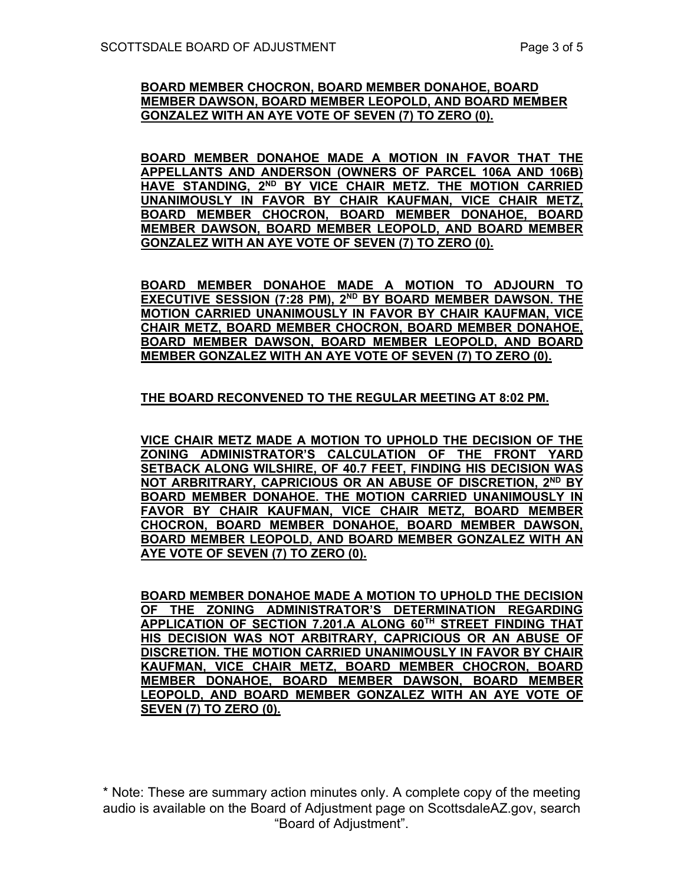**BOARD MEMBER CHOCRON, BOARD MEMBER DONAHOE, BOARD MEMBER DAWSON, BOARD MEMBER LEOPOLD, AND BOARD MEMBER GONZALEZ WITH AN AYE VOTE OF SEVEN (7) TO ZERO (0).**

**BOARD MEMBER DONAHOE MADE A MOTION IN FAVOR THAT THE APPELLANTS AND ANDERSON (OWNERS OF PARCEL 106A AND 106B) HAVE STANDING, 2ND BY VICE CHAIR METZ. THE MOTION CARRIED UNANIMOUSLY IN FAVOR BY CHAIR KAUFMAN, VICE CHAIR METZ, BOARD MEMBER CHOCRON, BOARD MEMBER DONAHOE, BOARD MEMBER DAWSON, BOARD MEMBER LEOPOLD, AND BOARD MEMBER GONZALEZ WITH AN AYE VOTE OF SEVEN (7) TO ZERO (0).**

**BOARD MEMBER DONAHOE MADE A MOTION TO ADJOURN TO EXECUTIVE SESSION (7:28 PM), 2ND BY BOARD MEMBER DAWSON. THE MOTION CARRIED UNANIMOUSLY IN FAVOR BY CHAIR KAUFMAN, VICE CHAIR METZ, BOARD MEMBER CHOCRON, BOARD MEMBER DONAHOE, BOARD MEMBER DAWSON, BOARD MEMBER LEOPOLD, AND BOARD MEMBER GONZALEZ WITH AN AYE VOTE OF SEVEN (7) TO ZERO (0).**

**THE BOARD RECONVENED TO THE REGULAR MEETING AT 8:02 PM.**

**VICE CHAIR METZ MADE A MOTION TO UPHOLD THE DECISION OF THE ZONING ADMINISTRATOR'S CALCULATION OF THE FRONT YARD SETBACK ALONG WILSHIRE, OF 40.7 FEET, FINDING HIS DECISION WAS NOT ARBRITRARY, CAPRICIOUS OR AN ABUSE OF DISCRETION, 2ND BY BOARD MEMBER DONAHOE. THE MOTION CARRIED UNANIMOUSLY IN FAVOR BY CHAIR KAUFMAN, VICE CHAIR METZ, BOARD MEMBER CHOCRON, BOARD MEMBER DONAHOE, BOARD MEMBER DAWSON, BOARD MEMBER LEOPOLD, AND BOARD MEMBER GONZALEZ WITH AN AYE VOTE OF SEVEN (7) TO ZERO (0).**

**BOARD MEMBER DONAHOE MADE A MOTION TO UPHOLD THE DECISION OF THE ZONING ADMINISTRATOR'S DETERMINATION REGARDING APPLICATION OF SECTION 7.201.A ALONG 60TH STREET FINDING THAT HIS DECISION WAS NOT ARBITRARY, CAPRICIOUS OR AN ABUSE OF DISCRETION. THE MOTION CARRIED UNANIMOUSLY IN FAVOR BY CHAIR KAUFMAN, VICE CHAIR METZ, BOARD MEMBER CHOCRON, BOARD MEMBER DONAHOE, BOARD MEMBER DAWSON, BOARD MEMBER LEOPOLD, AND BOARD MEMBER GONZALEZ WITH AN AYE VOTE OF SEVEN (7) TO ZERO (0).**

* Note: These are summary action minutes only. A complete copy of the meeting audio is available on the Board of Adjustment page on ScottsdaleAZ.gov, search "Board of Adjustment".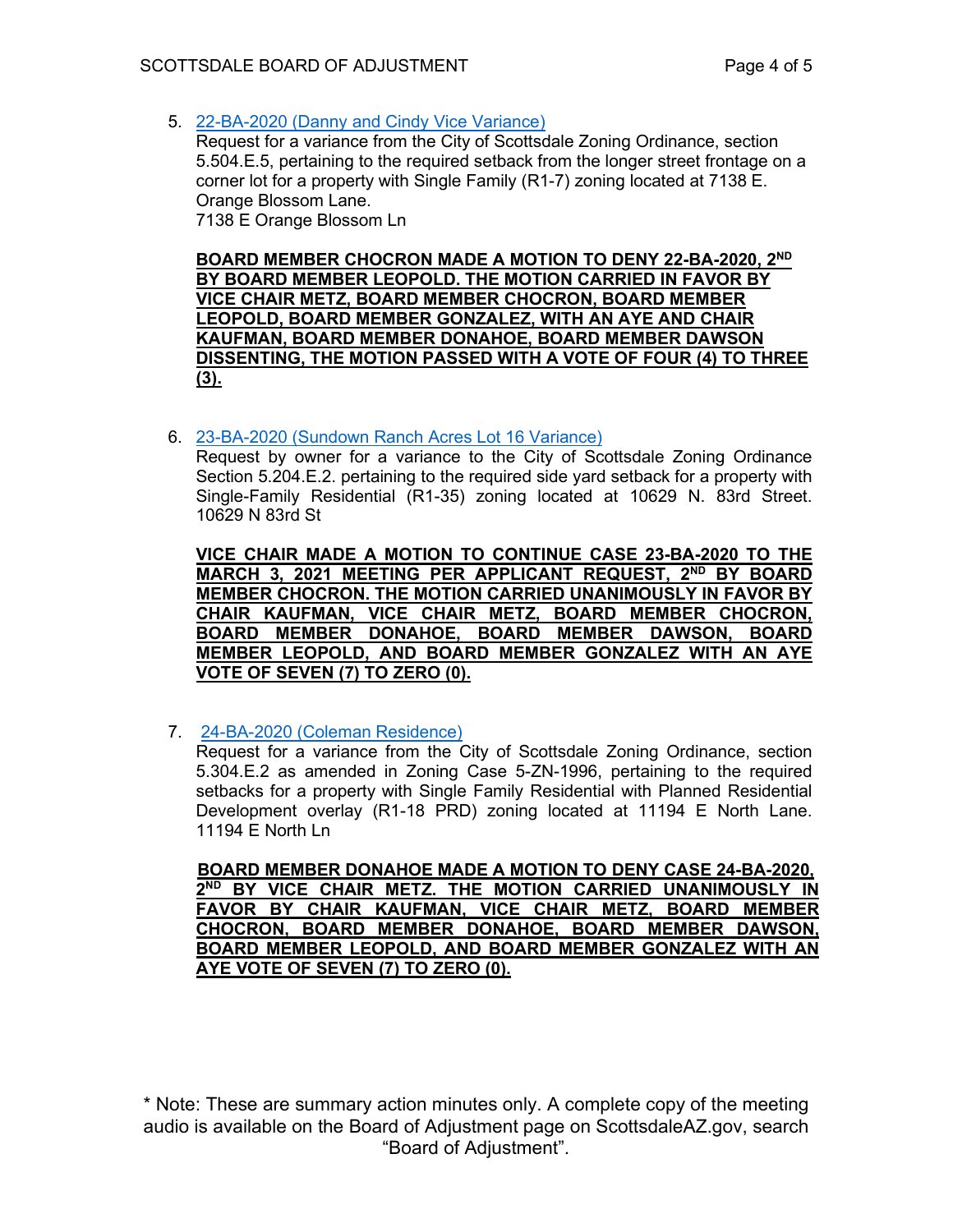5. 22-BA-2020 (Danny and Cindy Vice Variance)
   Request for a variance from the City of Scottsdale Zoning Ordinance, section 5.504.E.5, pertaining to the required setback from the longer street frontage on a corner lot for a property with Single Family (R1-7) zoning located at 7138 E. Orange Blossom Lane.
   7138 E Orange Blossom Ln

   **BOARD MEMBER CHOCRON MADE A MOTION TO DENY 22-BA-2020, 2ND BY BOARD MEMBER LEOPOLD. THE MOTION CARRIED IN FAVOR BY VICE CHAIR METZ, BOARD MEMBER CHOCRON, BOARD MEMBER LEOPOLD, BOARD MEMBER GONZALEZ, WITH AN AYE AND CHAIR KAUFMAN, BOARD MEMBER DONAHOE, BOARD MEMBER DAWSON DISSENTING, THE MOTION PASSED WITH A VOTE OF FOUR (4) TO THREE (3).**

6. 23-BA-2020 (Sundown Ranch Acres Lot 16 Variance)
   Request by owner for a variance to the City of Scottsdale Zoning Ordinance Section 5.204.E.2. pertaining to the required side yard setback for a property with Single-Family Residential (R1-35) zoning located at 10629 N. 83rd Street.
   10629 N 83rd St

   **VICE CHAIR MADE A MOTION TO CONTINUE CASE 23-BA-2020 TO THE MARCH 3, 2021 MEETING PER APPLICANT REQUEST, 2ND BY BOARD MEMBER CHOCRON. THE MOTION CARRIED UNANIMOUSLY IN FAVOR BY CHAIR KAUFMAN, VICE CHAIR METZ, BOARD MEMBER CHOCRON, BOARD MEMBER DONAHOE, BOARD MEMBER DAWSON, BOARD MEMBER LEOPOLD, AND BOARD MEMBER GONZALEZ WITH AN AYE VOTE OF SEVEN (7) TO ZERO (0).**

7. 24-BA-2020 (Coleman Residence)
   Request for a variance from the City of Scottsdale Zoning Ordinance, section 5.304.E.2 as amended in Zoning Case 5-ZN-1996, pertaining to the required setbacks for a property with Single Family Residential with Planned Residential Development overlay (R1-18 PRD) zoning located at 11194 E North Lane.
   11194 E North Ln

   **BOARD MEMBER DONAHOE MADE A MOTION TO DENY CASE 24-BA-2020, 2ND BY VICE CHAIR METZ. THE MOTION CARRIED UNANIMOUSLY IN FAVOR BY CHAIR KAUFMAN, VICE CHAIR METZ, BOARD MEMBER CHOCRON, BOARD MEMBER DONAHOE, BOARD MEMBER DAWSON, BOARD MEMBER LEOPOLD, AND BOARD MEMBER GONZALEZ WITH AN AYE VOTE OF SEVEN (7) TO ZERO (0).**

\* Note: These are summary action minutes only. A complete copy of the meeting audio is available on the Board of Adjustment page on ScottsdaleAZ.gov, search "Board of Adjustment".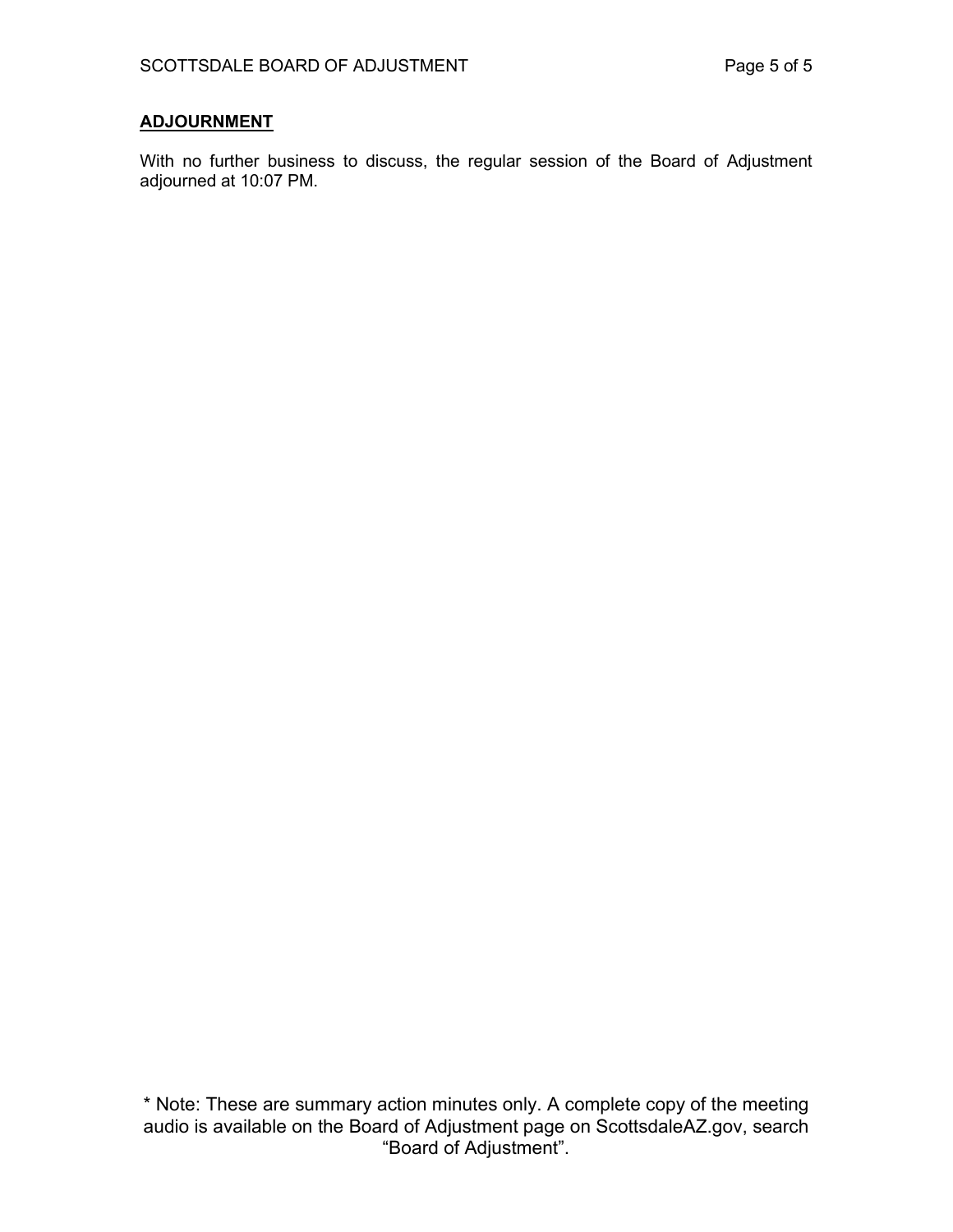**ADJOURNMENT**

With no further business to discuss, the regular session of the Board of Adjustment adjourned at 10:07 PM.

* Note: These are summary action minutes only. A complete copy of the meeting audio is available on the Board of Adjustment page on ScottsdaleAZ.gov, search “Board of Adjustment”.